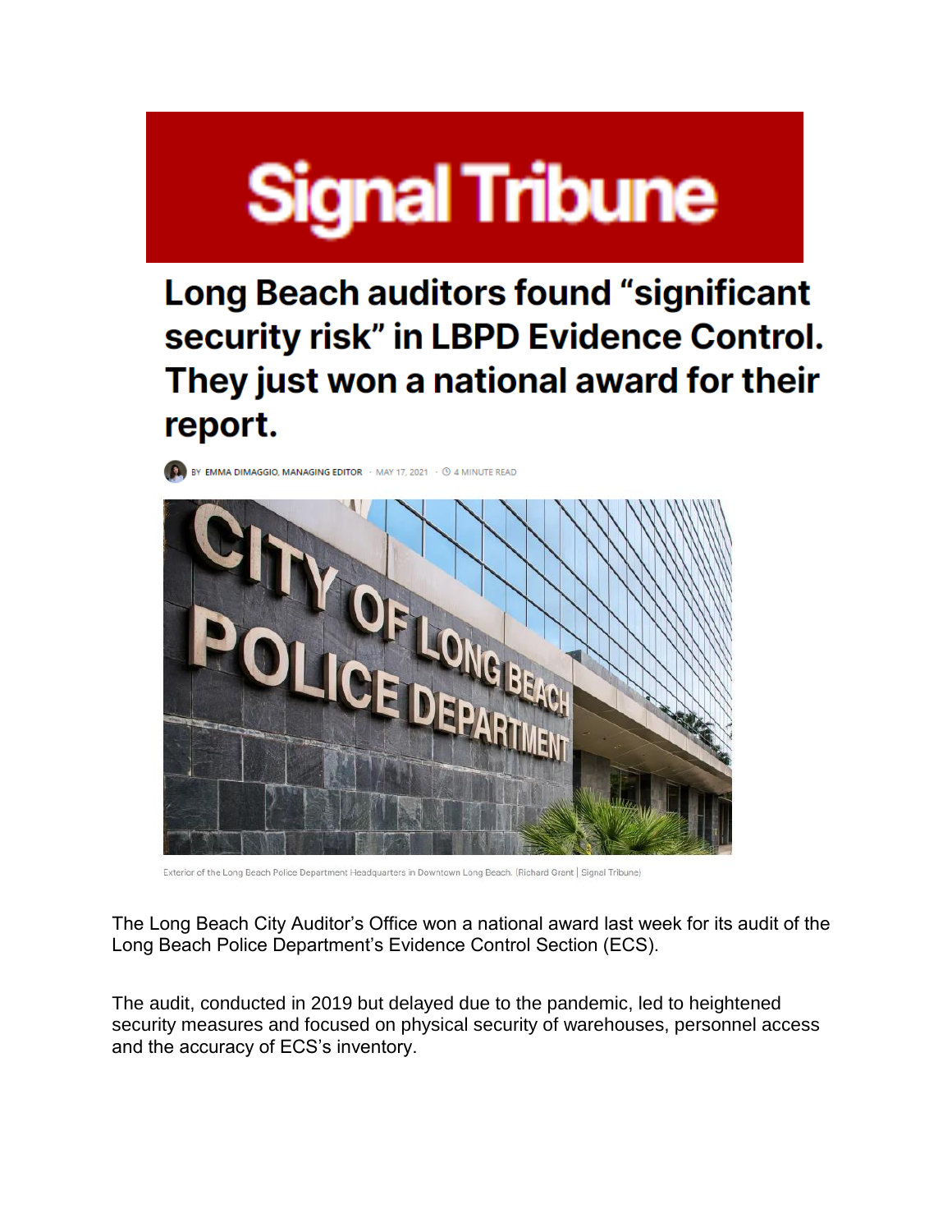Signal Tribune

# Long Beach auditors found "significant security risk" in LBPD Evidence Control. They just won a national award for their report.

BY EMMA DIMAGGIO, MANAGING EDITOR · MAY 17, 2021 · 4 MINUTE READ

Exterior of the Long Beach Police Department Headquarters in Downtown Long Beach. (Richard Grant | Signal Tribune)

The Long Beach City Auditor's Office won a national award last week for its audit of the Long Beach Police Department's Evidence Control Section (ECS).

The audit, conducted in 2019 but delayed due to the pandemic, led to heightened security measures and focused on physical security of warehouses, personnel access and the accuracy of ECS's inventory.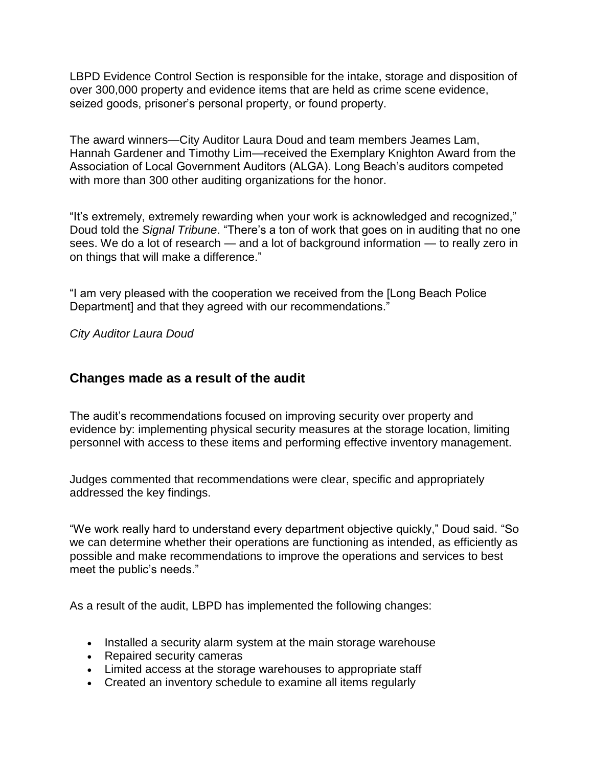LBPD Evidence Control Section is responsible for the intake, storage and disposition of over 300,000 property and evidence items that are held as crime scene evidence, seized goods, prisoner's personal property, or found property.

The award winners—City Auditor Laura Doud and team members Jeames Lam, Hannah Gardener and Timothy Lim—received the Exemplary Knighton Award from the Association of Local Government Auditors (ALGA). Long Beach's auditors competed with more than 300 other auditing organizations for the honor.

"It's extremely, extremely rewarding when your work is acknowledged and recognized," Doud told the *Signal Tribune*. "There's a ton of work that goes on in auditing that no one sees. We do a lot of research — and a lot of background information — to really zero in on things that will make a difference."

"I am very pleased with the cooperation we received from the [Long Beach Police Department] and that they agreed with our recommendations."

*City Auditor Laura Doud*

## Changes made as a result of the audit

The audit's recommendations focused on improving security over property and evidence by: implementing physical security measures at the storage location, limiting personnel with access to these items and performing effective inventory management.

Judges commented that recommendations were clear, specific and appropriately addressed the key findings.

"We work really hard to understand every department objective quickly," Doud said. "So we can determine whether their operations are functioning as intended, as efficiently as possible and make recommendations to improve the operations and services to best meet the public's needs."

As a result of the audit, LBPD has implemented the following changes:

- Installed a security alarm system at the main storage warehouse
- Repaired security cameras
- Limited access at the storage warehouses to appropriate staff
- Created an inventory schedule to examine all items regularly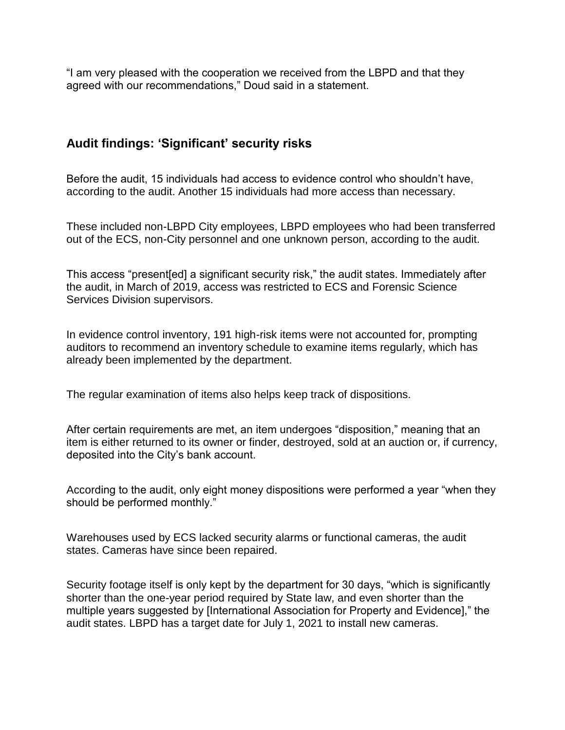"I am very pleased with the cooperation we received from the LBPD and that they agreed with our recommendations," Doud said in a statement.

## Audit findings: 'Significant' security risks

Before the audit, 15 individuals had access to evidence control who shouldn't have, according to the audit. Another 15 individuals had more access than necessary.

These included non-LBPD City employees, LBPD employees who had been transferred out of the ECS, non-City personnel and one unknown person, according to the audit.

This access "present[ed] a significant security risk," the audit states. Immediately after the audit, in March of 2019, access was restricted to ECS and Forensic Science Services Division supervisors.

In evidence control inventory, 191 high-risk items were not accounted for, prompting auditors to recommend an inventory schedule to examine items regularly, which has already been implemented by the department.

The regular examination of items also helps keep track of dispositions.

After certain requirements are met, an item undergoes "disposition," meaning that an item is either returned to its owner or finder, destroyed, sold at an auction or, if currency, deposited into the City's bank account.

According to the audit, only eight money dispositions were performed a year "when they should be performed monthly."

Warehouses used by ECS lacked security alarms or functional cameras, the audit states. Cameras have since been repaired.

Security footage itself is only kept by the department for 30 days, "which is significantly shorter than the one-year period required by State law, and even shorter than the multiple years suggested by [International Association for Property and Evidence]," the audit states. LBPD has a target date for July 1, 2021 to install new cameras.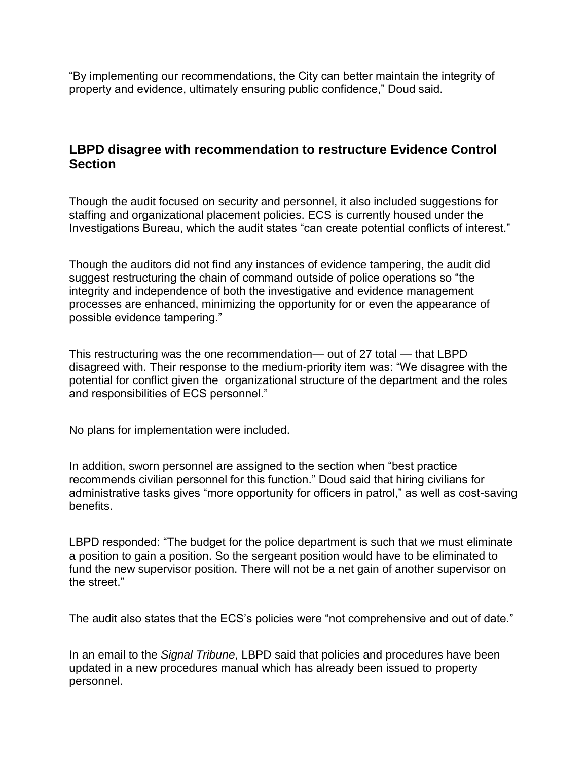“By implementing our recommendations, the City can better maintain the integrity of property and evidence, ultimately ensuring public confidence,” Doud said.

## LBPD disagree with recommendation to restructure Evidence Control Section

Though the audit focused on security and personnel, it also included suggestions for staffing and organizational placement policies. ECS is currently housed under the Investigations Bureau, which the audit states “can create potential conflicts of interest.”

Though the auditors did not find any instances of evidence tampering, the audit did suggest restructuring the chain of command outside of police operations so “the integrity and independence of both the investigative and evidence management processes are enhanced, minimizing the opportunity for or even the appearance of possible evidence tampering.”

This restructuring was the one recommendation— out of 27 total — that LBPD disagreed with. Their response to the medium-priority item was: “We disagree with the potential for conflict given the organizational structure of the department and the roles and responsibilities of ECS personnel.”

No plans for implementation were included.

In addition, sworn personnel are assigned to the section when “best practice recommends civilian personnel for this function.” Doud said that hiring civilians for administrative tasks gives “more opportunity for officers in patrol,” as well as cost-saving benefits.

LBPD responded: “The budget for the police department is such that we must eliminate a position to gain a position. So the sergeant position would have to be eliminated to fund the new supervisor position. There will not be a net gain of another supervisor on the street.”

The audit also states that the ECS’s policies were “not comprehensive and out of date.”

In an email to the *Signal Tribune*, LBPD said that policies and procedures have been updated in a new procedures manual which has already been issued to property personnel.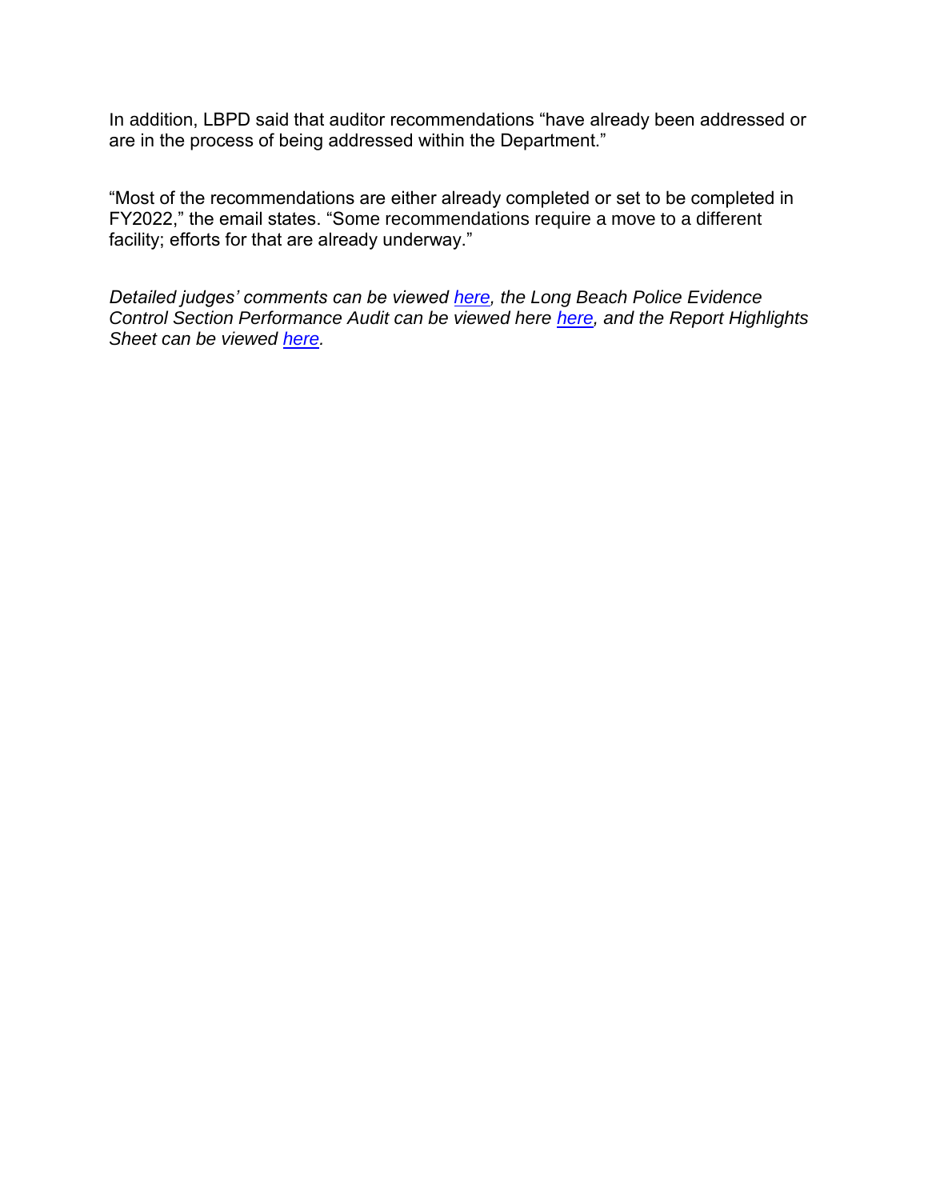In addition, LBPD said that auditor recommendations "have already been addressed or are in the process of being addressed within the Department."

"Most of the recommendations are either already completed or set to be completed in FY2022," the email states. "Some recommendations require a move to a different facility; efforts for that are already underway."

*Detailed judges' comments can be viewed here, the Long Beach Police Evidence Control Section Performance Audit can be viewed here here, and the Report Highlights Sheet can be viewed here.*